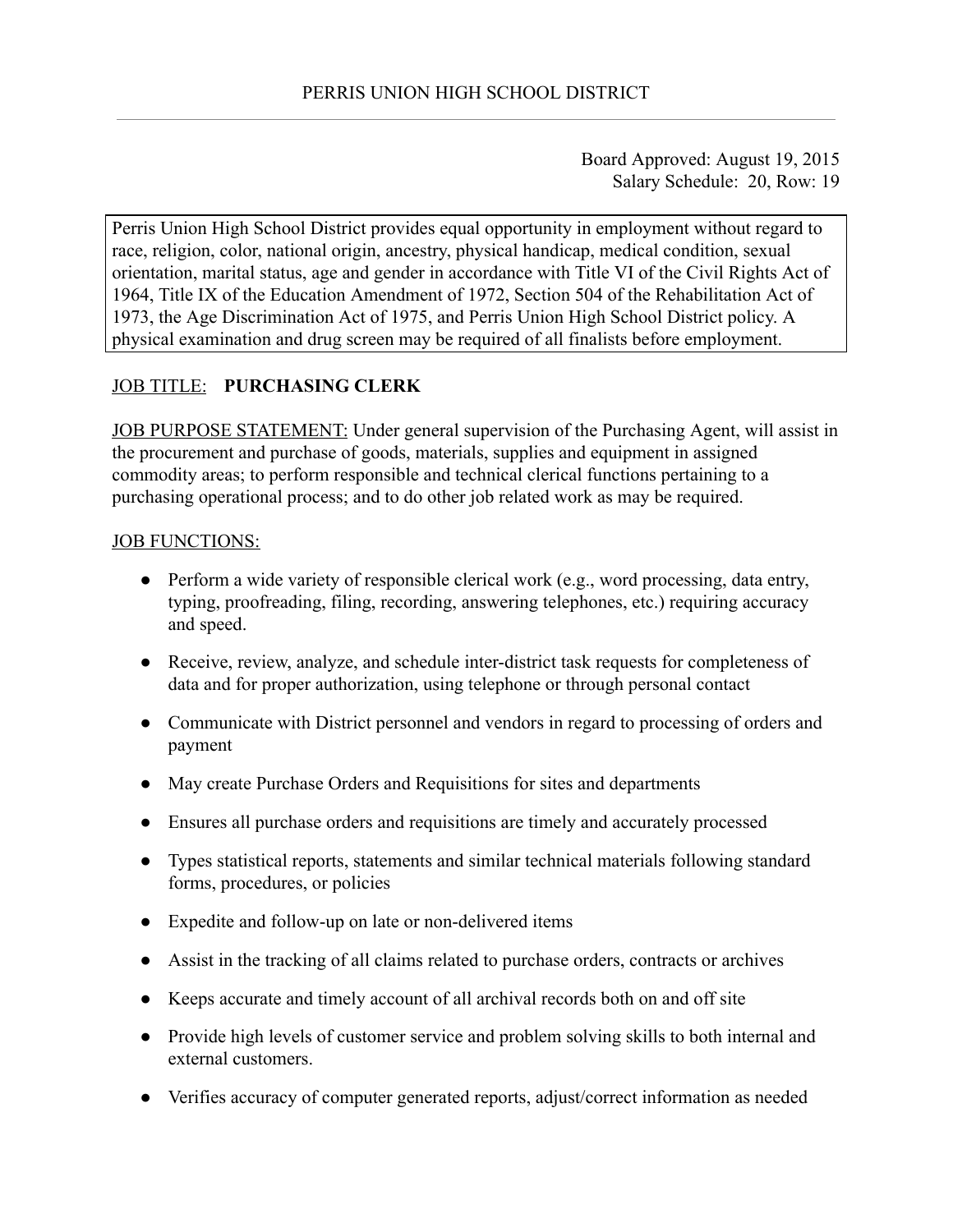# PERRIS UNION HIGH SCHOOL DISTRICT

Board Approved: August 19, 2015
Salary Schedule: 20, Row: 19

Perris Union High School District provides equal opportunity in employment without regard to race, religion, color, national origin, ancestry, physical handicap, medical condition, sexual orientation, marital status, age and gender in accordance with Title VI of the Civil Rights Act of 1964, Title IX of the Education Amendment of 1972, Section 504 of the Rehabilitation Act of 1973, the Age Discrimination Act of 1975, and Perris Union High School District policy. A physical examination and drug screen may be required of all finalists before employment.

JOB TITLE: **PURCHASING CLERK**

JOB PURPOSE STATEMENT: Under general supervision of the Purchasing Agent, will assist in the procurement and purchase of goods, materials, supplies and equipment in assigned commodity areas; to perform responsible and technical clerical functions pertaining to a purchasing operational process; and to do other job related work as may be required.

JOB FUNCTIONS:

- Perform a wide variety of responsible clerical work (e.g., word processing, data entry, typing, proofreading, filing, recording, answering telephones, etc.) requiring accuracy and speed.
- Receive, review, analyze, and schedule inter-district task requests for completeness of data and for proper authorization, using telephone or through personal contact
- Communicate with District personnel and vendors in regard to processing of orders and payment
- May create Purchase Orders and Requisitions for sites and departments
- Ensures all purchase orders and requisitions are timely and accurately processed
- Types statistical reports, statements and similar technical materials following standard forms, procedures, or policies
- Expedite and follow-up on late or non-delivered items
- Assist in the tracking of all claims related to purchase orders, contracts or archives
- Keeps accurate and timely account of all archival records both on and off site
- Provide high levels of customer service and problem solving skills to both internal and external customers.
- Verifies accuracy of computer generated reports, adjust/correct information as needed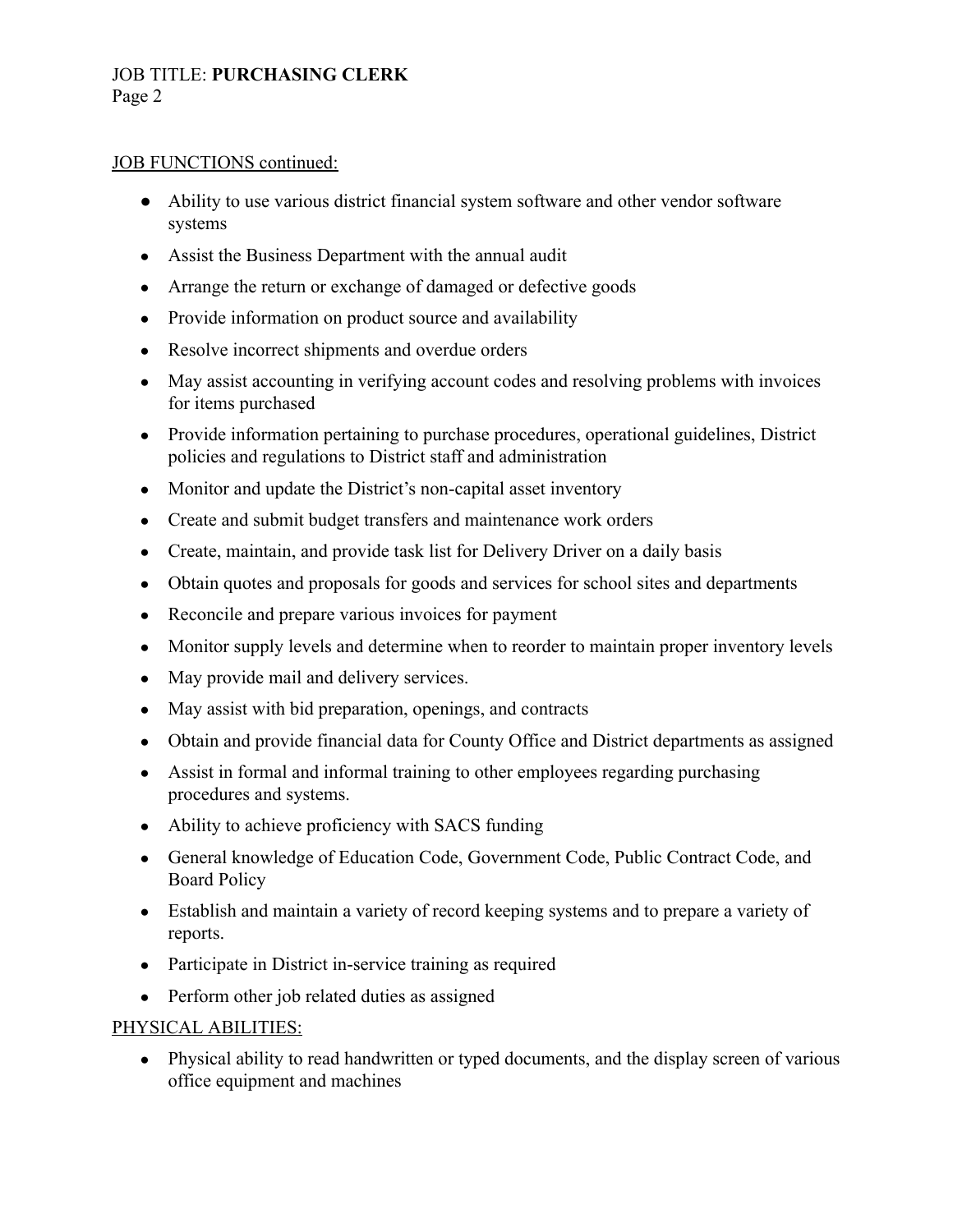## JOB FUNCTIONS continued:

- Ability to use various district financial system software and other vendor software systems
- Assist the Business Department with the annual audit
- Arrange the return or exchange of damaged or defective goods
- Provide information on product source and availability
- Resolve incorrect shipments and overdue orders
- May assist accounting in verifying account codes and resolving problems with invoices for items purchased
- Provide information pertaining to purchase procedures, operational guidelines, District policies and regulations to District staff and administration
- Monitor and update the District's non-capital asset inventory
- Create and submit budget transfers and maintenance work orders
- Create, maintain, and provide task list for Delivery Driver on a daily basis
- Obtain quotes and proposals for goods and services for school sites and departments
- Reconcile and prepare various invoices for payment
- Monitor supply levels and determine when to reorder to maintain proper inventory levels
- May provide mail and delivery services.
- May assist with bid preparation, openings, and contracts
- Obtain and provide financial data for County Office and District departments as assigned
- Assist in formal and informal training to other employees regarding purchasing procedures and systems.
- Ability to achieve proficiency with SACS funding
- General knowledge of Education Code, Government Code, Public Contract Code, and Board Policy
- Establish and maintain a variety of record keeping systems and to prepare a variety of reports.
- Participate in District in-service training as required
- Perform other job related duties as assigned

## PHYSICAL ABILITIES:

- Physical ability to read handwritten or typed documents, and the display screen of various office equipment and machines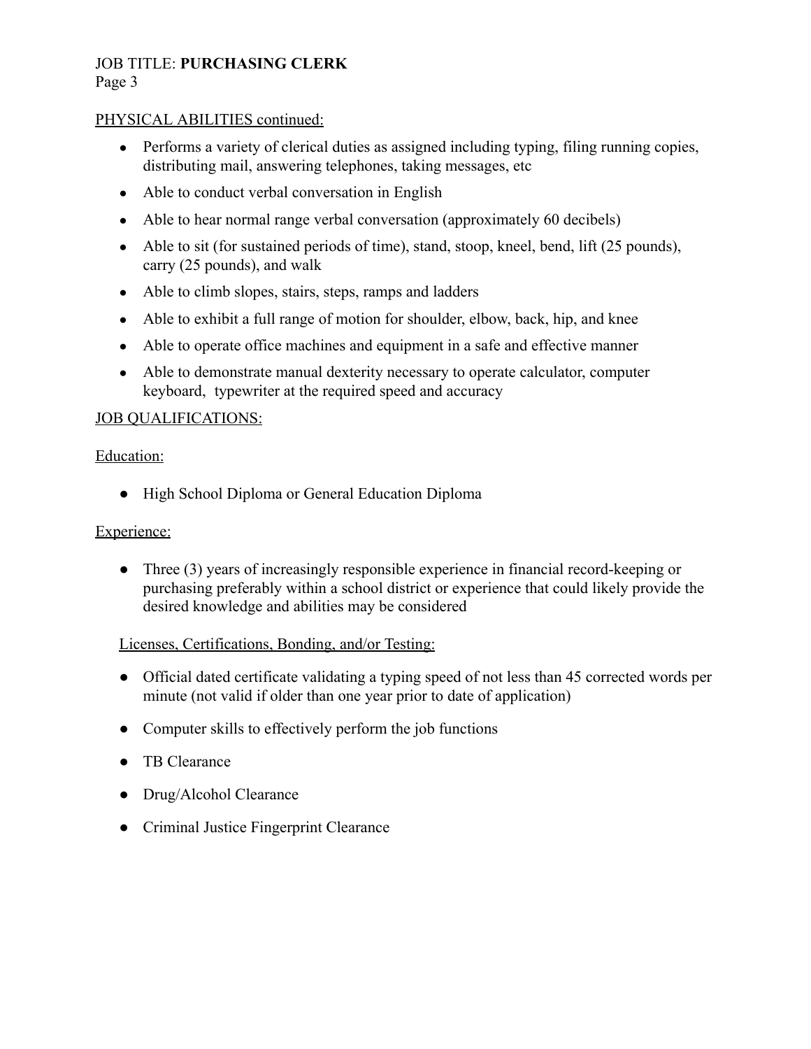PHYSICAL ABILITIES continued:

- Performs a variety of clerical duties as assigned including typing, filing running copies, distributing mail, answering telephones, taking messages, etc
- Able to conduct verbal conversation in English
- Able to hear normal range verbal conversation (approximately 60 decibels)
- Able to sit (for sustained periods of time), stand, stoop, kneel, bend, lift (25 pounds), carry (25 pounds), and walk
- Able to climb slopes, stairs, steps, ramps and ladders
- Able to exhibit a full range of motion for shoulder, elbow, back, hip, and knee
- Able to operate office machines and equipment in a safe and effective manner
- Able to demonstrate manual dexterity necessary to operate calculator, computer keyboard, typewriter at the required speed and accuracy

JOB QUALIFICATIONS:

Education:

- High School Diploma or General Education Diploma

Experience:

- Three (3) years of increasingly responsible experience in financial record-keeping or purchasing preferably within a school district or experience that could likely provide the desired knowledge and abilities may be considered

Licenses, Certifications, Bonding, and/or Testing:

- Official dated certificate validating a typing speed of not less than 45 corrected words per minute (not valid if older than one year prior to date of application)
- Computer skills to effectively perform the job functions
- TB Clearance
- Drug/Alcohol Clearance
- Criminal Justice Fingerprint Clearance